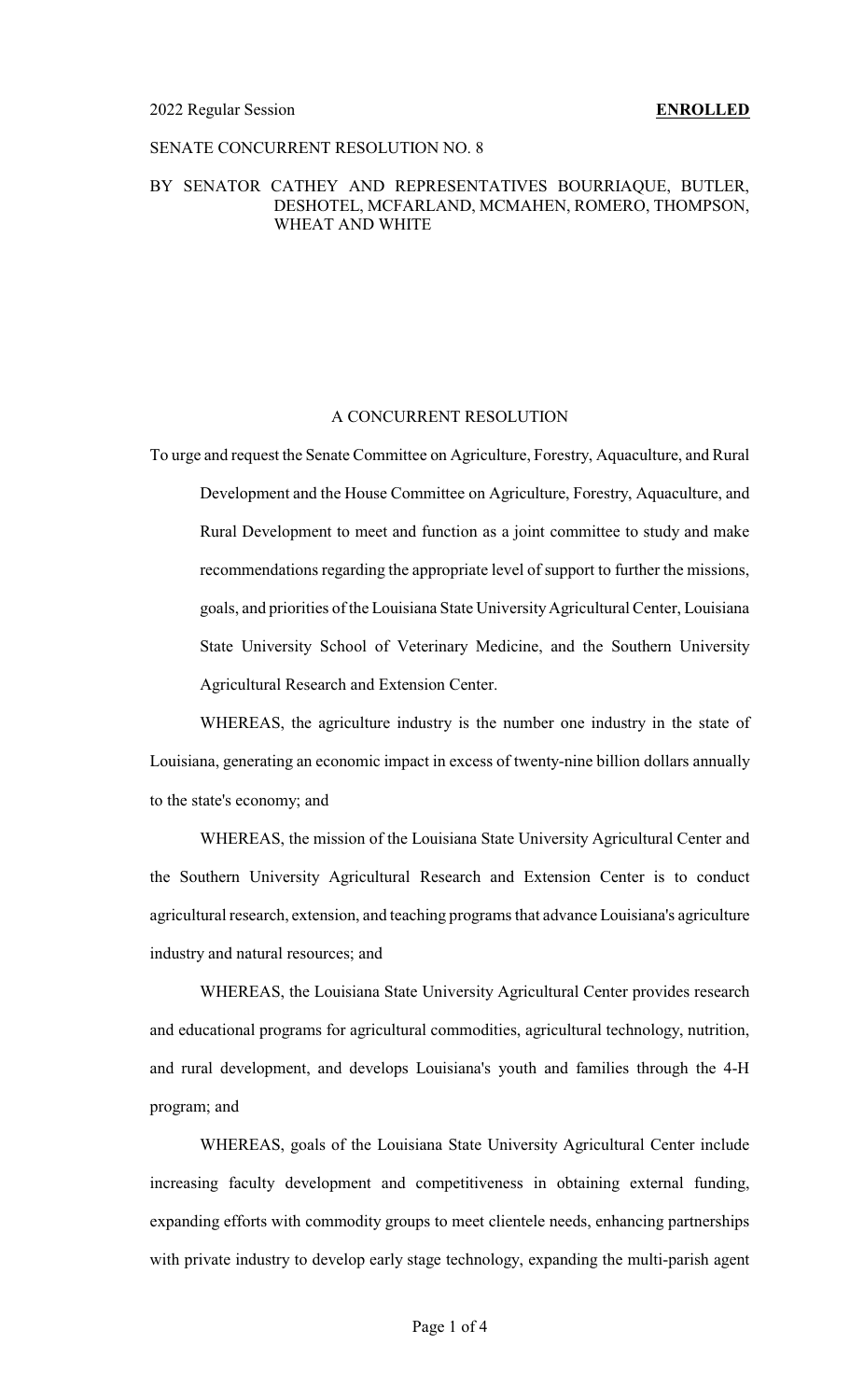2022 Regular Session **ENROLLED**

SENATE CONCURRENT RESOLUTION NO. 8

BY SENATOR CATHEY AND REPRESENTATIVES BOURRIAQUE, BUTLER, DESHOTEL, MCFARLAND, MCMAHEN, ROMERO, THOMPSON, WHEAT AND WHITE

A CONCURRENT RESOLUTION

To urge and request the Senate Committee on Agriculture, Forestry, Aquaculture, and Rural Development and the House Committee on Agriculture, Forestry, Aquaculture, and Rural Development to meet and function as a joint committee to study and make recommendations regarding the appropriate level of support to further the missions, goals, and priorities of the Louisiana State University Agricultural Center, Louisiana State University School of Veterinary Medicine, and the Southern University Agricultural Research and Extension Center.

WHEREAS, the agriculture industry is the number one industry in the state of Louisiana, generating an economic impact in excess of twenty-nine billion dollars annually to the state's economy; and

WHEREAS, the mission of the Louisiana State University Agricultural Center and the Southern University Agricultural Research and Extension Center is to conduct agricultural research, extension, and teaching programs that advance Louisiana's agriculture industry and natural resources; and

WHEREAS, the Louisiana State University Agricultural Center provides research and educational programs for agricultural commodities, agricultural technology, nutrition, and rural development, and develops Louisiana's youth and families through the 4-H program; and

WHEREAS, goals of the Louisiana State University Agricultural Center include increasing faculty development and competitiveness in obtaining external funding, expanding efforts with commodity groups to meet clientele needs, enhancing partnerships with private industry to develop early stage technology, expanding the multi-parish agent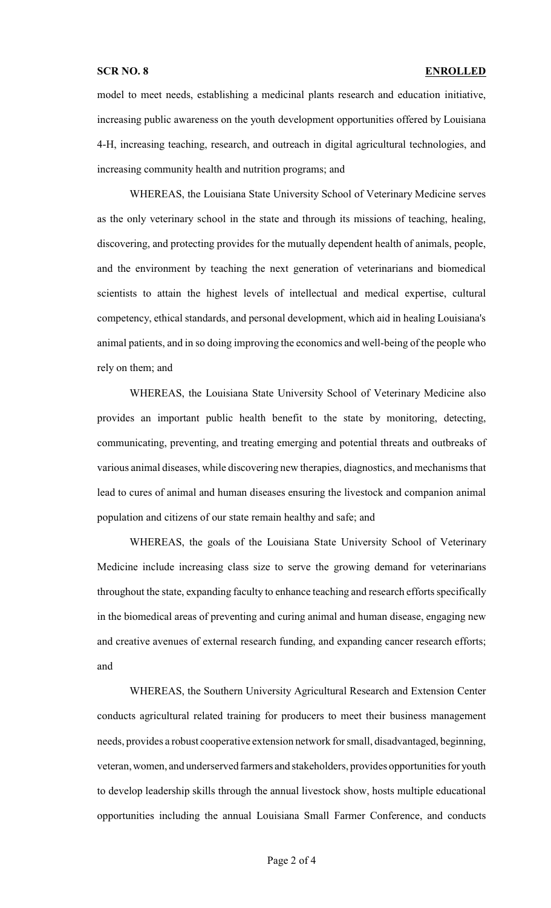model to meet needs, establishing a medicinal plants research and education initiative, increasing public awareness on the youth development opportunities offered by Louisiana 4-H, increasing teaching, research, and outreach in digital agricultural technologies, and increasing community health and nutrition programs; and

WHEREAS, the Louisiana State University School of Veterinary Medicine serves as the only veterinary school in the state and through its missions of teaching, healing, discovering, and protecting provides for the mutually dependent health of animals, people, and the environment by teaching the next generation of veterinarians and biomedical scientists to attain the highest levels of intellectual and medical expertise, cultural competency, ethical standards, and personal development, which aid in healing Louisiana's animal patients, and in so doing improving the economics and well-being of the people who rely on them; and

WHEREAS, the Louisiana State University School of Veterinary Medicine also provides an important public health benefit to the state by monitoring, detecting, communicating, preventing, and treating emerging and potential threats and outbreaks of various animal diseases, while discovering new therapies, diagnostics, and mechanisms that lead to cures of animal and human diseases ensuring the livestock and companion animal population and citizens of our state remain healthy and safe; and

WHEREAS, the goals of the Louisiana State University School of Veterinary Medicine include increasing class size to serve the growing demand for veterinarians throughout the state, expanding faculty to enhance teaching and research efforts specifically in the biomedical areas of preventing and curing animal and human disease, engaging new and creative avenues of external research funding, and expanding cancer research efforts; and

WHEREAS, the Southern University Agricultural Research and Extension Center conducts agricultural related training for producers to meet their business management needs, provides a robust cooperative extension network for small, disadvantaged, beginning, veteran, women, and underserved farmers and stakeholders, provides opportunities for youth to develop leadership skills through the annual livestock show, hosts multiple educational opportunities including the annual Louisiana Small Farmer Conference, and conducts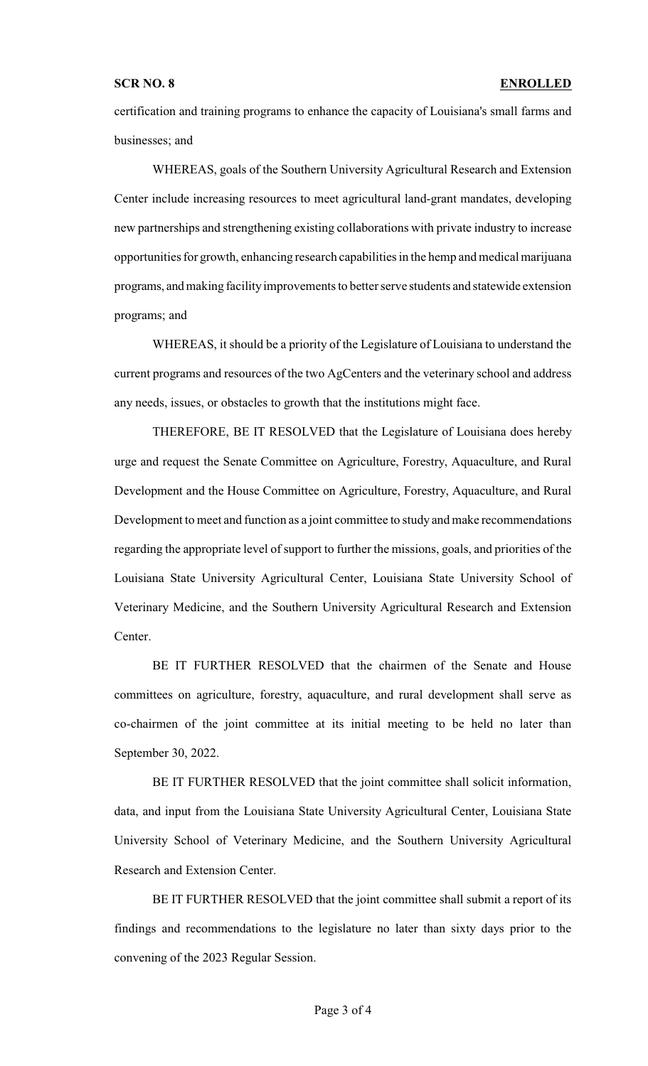certification and training programs to enhance the capacity of Louisiana's small farms and businesses; and

WHEREAS, goals of the Southern University Agricultural Research and Extension Center include increasing resources to meet agricultural land-grant mandates, developing new partnerships and strengthening existing collaborations with private industry to increase opportunities for growth, enhancing research capabilities in the hemp and medical marijuana programs, and making facility improvements to better serve students and statewide extension programs; and

WHEREAS, it should be a priority of the Legislature of Louisiana to understand the current programs and resources of the two AgCenters and the veterinary school and address any needs, issues, or obstacles to growth that the institutions might face.

THEREFORE, BE IT RESOLVED that the Legislature of Louisiana does hereby urge and request the Senate Committee on Agriculture, Forestry, Aquaculture, and Rural Development and the House Committee on Agriculture, Forestry, Aquaculture, and Rural Development to meet and function as a joint committee to study and make recommendations regarding the appropriate level of support to further the missions, goals, and priorities of the Louisiana State University Agricultural Center, Louisiana State University School of Veterinary Medicine, and the Southern University Agricultural Research and Extension Center.

BE IT FURTHER RESOLVED that the chairmen of the Senate and House committees on agriculture, forestry, aquaculture, and rural development shall serve as co-chairmen of the joint committee at its initial meeting to be held no later than September 30, 2022.

BE IT FURTHER RESOLVED that the joint committee shall solicit information, data, and input from the Louisiana State University Agricultural Center, Louisiana State University School of Veterinary Medicine, and the Southern University Agricultural Research and Extension Center.

BE IT FURTHER RESOLVED that the joint committee shall submit a report of its findings and recommendations to the legislature no later than sixty days prior to the convening of the 2023 Regular Session.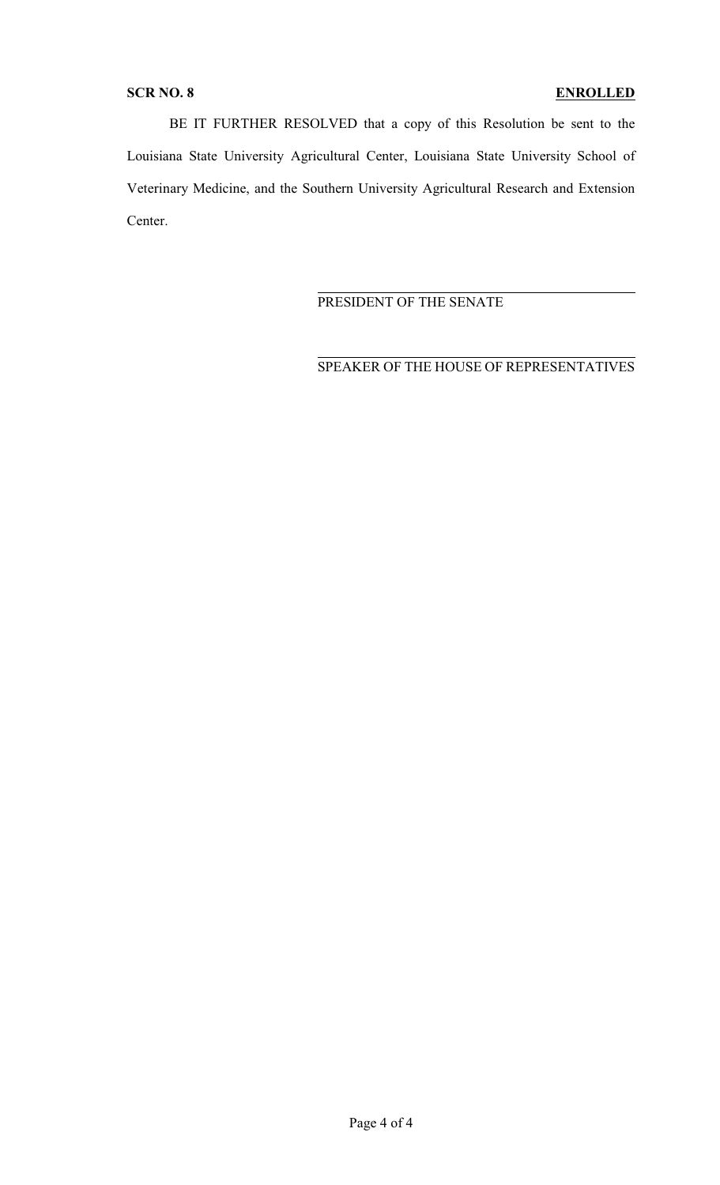BE IT FURTHER RESOLVED that a copy of this Resolution be sent to the Louisiana State University Agricultural Center, Louisiana State University School of Veterinary Medicine, and the Southern University Agricultural Research and Extension Center.

PRESIDENT OF THE SENATE

SPEAKER OF THE HOUSE OF REPRESENTATIVES